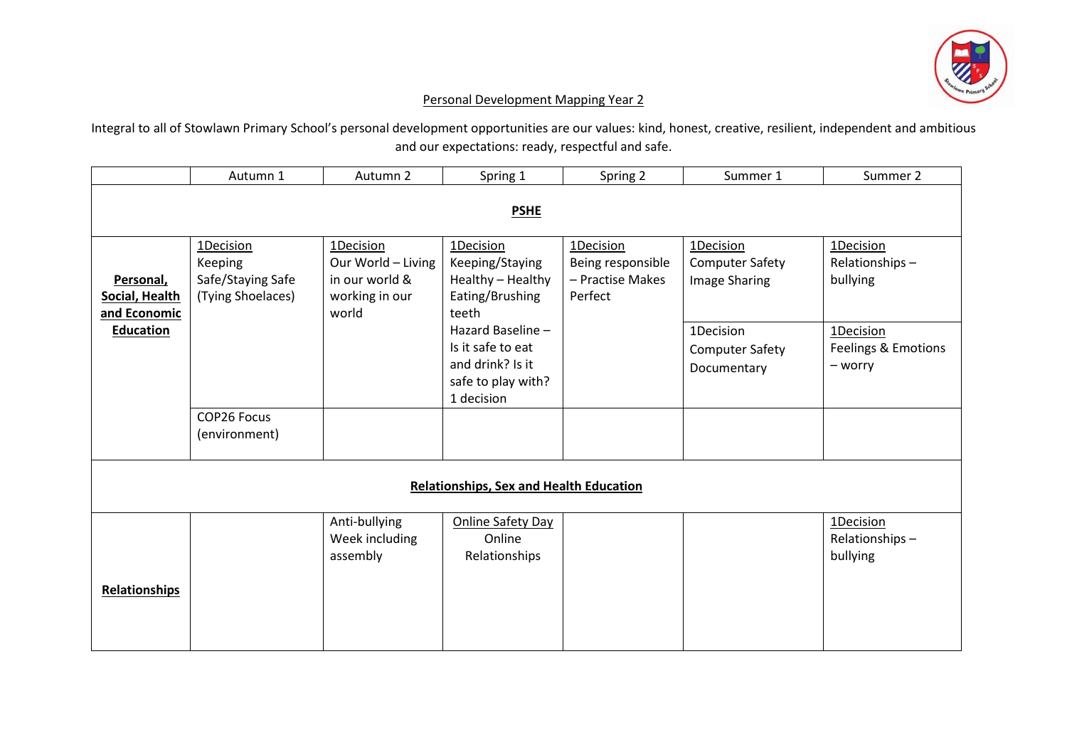# Personal Development Mapping Year 2

Integral to all of Stowlawn Primary School's personal development opportunities are our values: kind, honest, creative, resilient, independent and ambitious and our expectations: ready, respectful and safe.

| | Autumn 1 | Autumn 2 | Spring 1 | Spring 2 | Summer 1 | Summer 2 |
|---|---|---|---|---|---|---|
| **PSHE** | | | | | | |
| **Personal, Social, Health and Economic Education** | 1Decision Keeping Safe/Staying Safe (Tying Shoelaces) | 1Decision Our World – Living in our world & working in our world | 1Decision Keeping/Staying Healthy – Healthy Eating/Brushing teeth Hazard Baseline – Is it safe to eat and drink? Is it safe to play with? 1 decision | 1Decision Being responsible – Practise Makes Perfect | 1Decision Computer Safety Image Sharing | 1Decision Relationships – bullying |
| | | | | | 1Decision Computer Safety Documentary | 1Decision Feelings & Emotions – worry |
| | COP26 Focus (environment) | | | | | |
| **Relationships, Sex and Health Education** | | | | | | |
| **Relationships** | | Anti-bullying Week including assembly | Online Safety Day Online Relationships | | | 1Decision Relationships – bullying |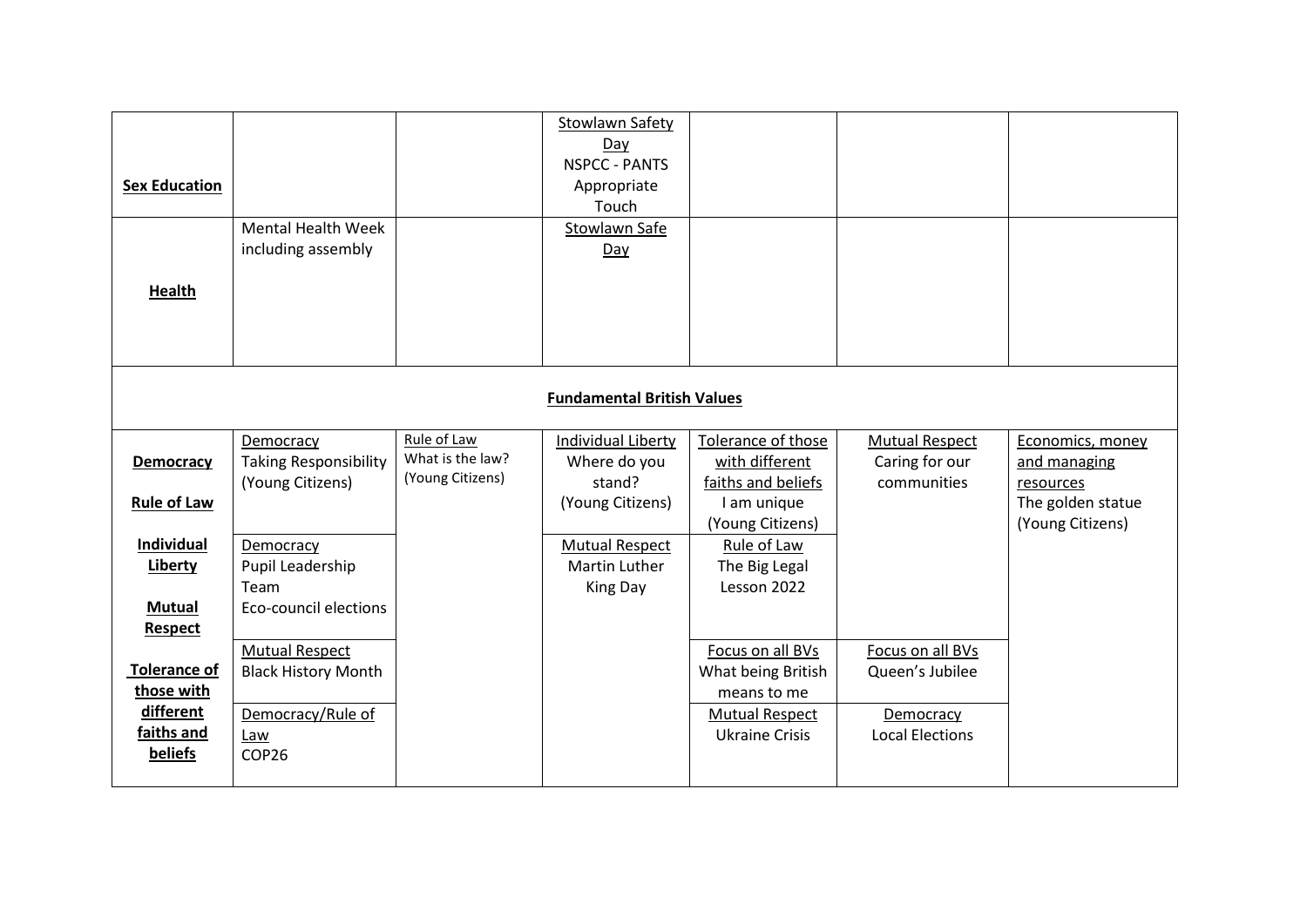| | | | | | | |
|---|---|---|---|---|---|---|
| **Sex Education** | | | Stowlawn Safety Day<br>NSPCC - PANTS<br>Appropriate Touch | | | |
| **Health** | Mental Health Week including assembly | | Stowlawn Safe Day | | | |
| **Fundamental British Values** | | | | | | |
| **Democracy**<br><br>**Rule of Law**<br><br>**Individual Liberty**<br><br>**Mutual Respect**<br><br>**Tolerance of those with different faiths and beliefs** | Democracy<br>Taking Responsibility (Young Citizens)<br><br>Democracy<br>Pupil Leadership Team<br>Eco-council elections<br><br>Mutual Respect<br>Black History Month<br><br>Democracy/Rule of Law<br>COP26 | Rule of Law<br>What is the law? (Young Citizens) | Individual Liberty<br>Where do you stand? (Young Citizens)<br><br>Mutual Respect<br>Martin Luther King Day | Tolerance of those with different faiths and beliefs<br>I am unique (Young Citizens)<br><br>Rule of Law<br>The Big Legal Lesson 2022<br><br>Focus on all BVs<br>What being British means to me<br><br>Mutual Respect<br>Ukraine Crisis | Mutual Respect<br>Caring for our communities<br><br>Focus on all BVs<br>Queen's Jubilee<br><br>Democracy<br>Local Elections | Economics, money and managing resources<br>The golden statue (Young Citizens) |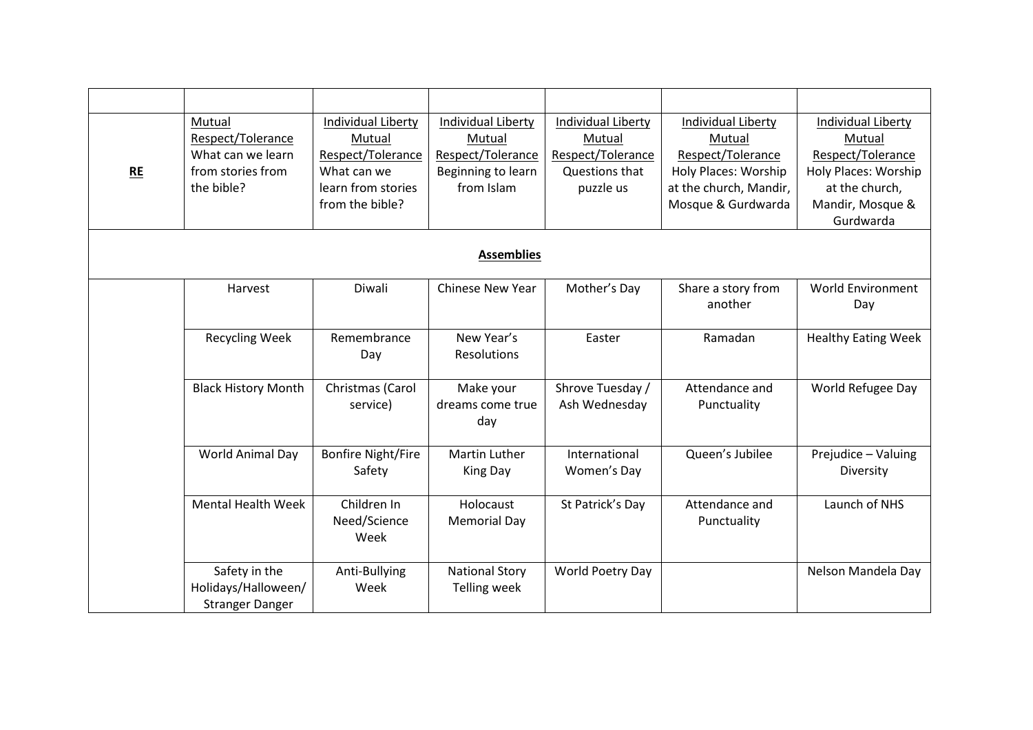| | | | | | | |
|---|---|---|---|---|---|---|
| **RE** | Mutual Respect/Tolerance<br>What can we learn from stories from the bible? | Individual Liberty<br>Mutual Respect/Tolerance<br>What can we learn from stories from the bible? | Individual Liberty<br>Mutual Respect/Tolerance<br>Beginning to learn from Islam | Individual Liberty<br>Mutual Respect/Tolerance<br>Questions that puzzle us | Individual Liberty<br>Mutual Respect/Tolerance<br>Holy Places: Worship at the church, Mandir, Mosque & Gurdwarda | Individual Liberty<br>Mutual Respect/Tolerance<br>Holy Places: Worship at the church, Mandir, Mosque & Gurdwarda |
| | | | **Assemblies** | | | |
| | Harvest | Diwali | Chinese New Year | Mother's Day | Share a story from another | World Environment Day |
| | Recycling Week | Remembrance Day | New Year's Resolutions | Easter | Ramadan | Healthy Eating Week |
| | Black History Month | Christmas (Carol service) | Make your dreams come true day | Shrove Tuesday / Ash Wednesday | Attendance and Punctuality | World Refugee Day |
| | World Animal Day | Bonfire Night/Fire Safety | Martin Luther King Day | International Women's Day | Queen's Jubilee | Prejudice – Valuing Diversity |
| | Mental Health Week | Children In Need/Science Week | Holocaust Memorial Day | St Patrick's Day | Attendance and Punctuality | Launch of NHS |
| | Safety in the Holidays/Halloween/ Stranger Danger | Anti-Bullying Week | National Story Telling week | World Poetry Day | | Nelson Mandela Day |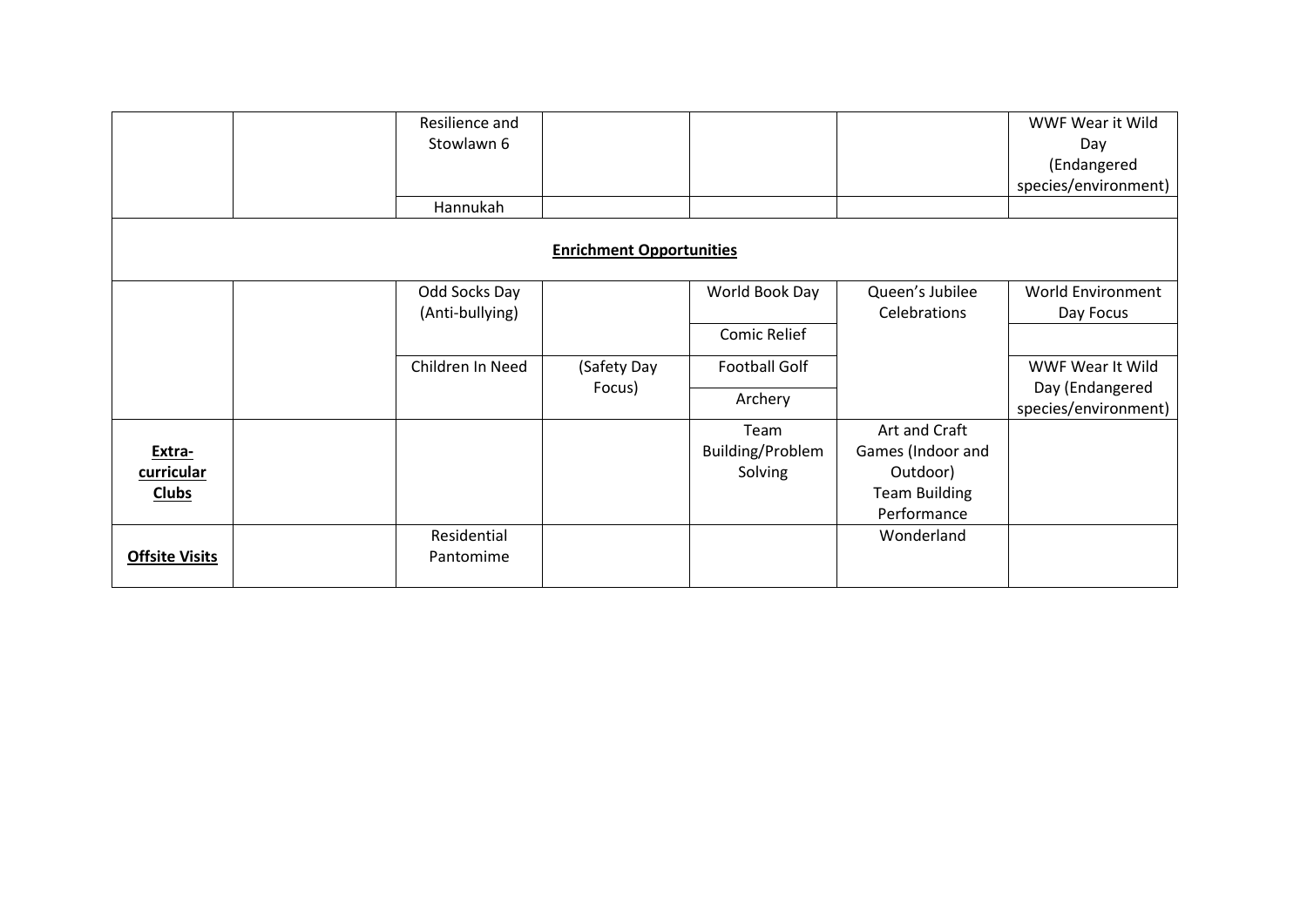| | | | | | | |
|---|---|---|---|---|---|---|
| | | Resilience and Stowlawn 6 | | | | WWF Wear it Wild Day (Endangered species/environment) |
| | | Hannukah | | | | |
| **Enrichment Opportunities** | | | | | | |
| | | Odd Socks Day (Anti-bullying) | | World Book Day | Queen's Jubilee Celebrations | World Environment Day Focus |
| | | | | Comic Relief | | |
| | | Children In Need | (Safety Day Focus) | Football Golf | | WWF Wear It Wild Day (Endangered species/environment) |
| | | | | Archery | | |
| **Extra-curricular Clubs** | | | | Team Building/Problem Solving | Art and Craft<br>Games (Indoor and Outdoor)<br>Team Building<br>Performance | |
| **Offsite Visits** | | Residential<br>Pantomime | | | Wonderland | |